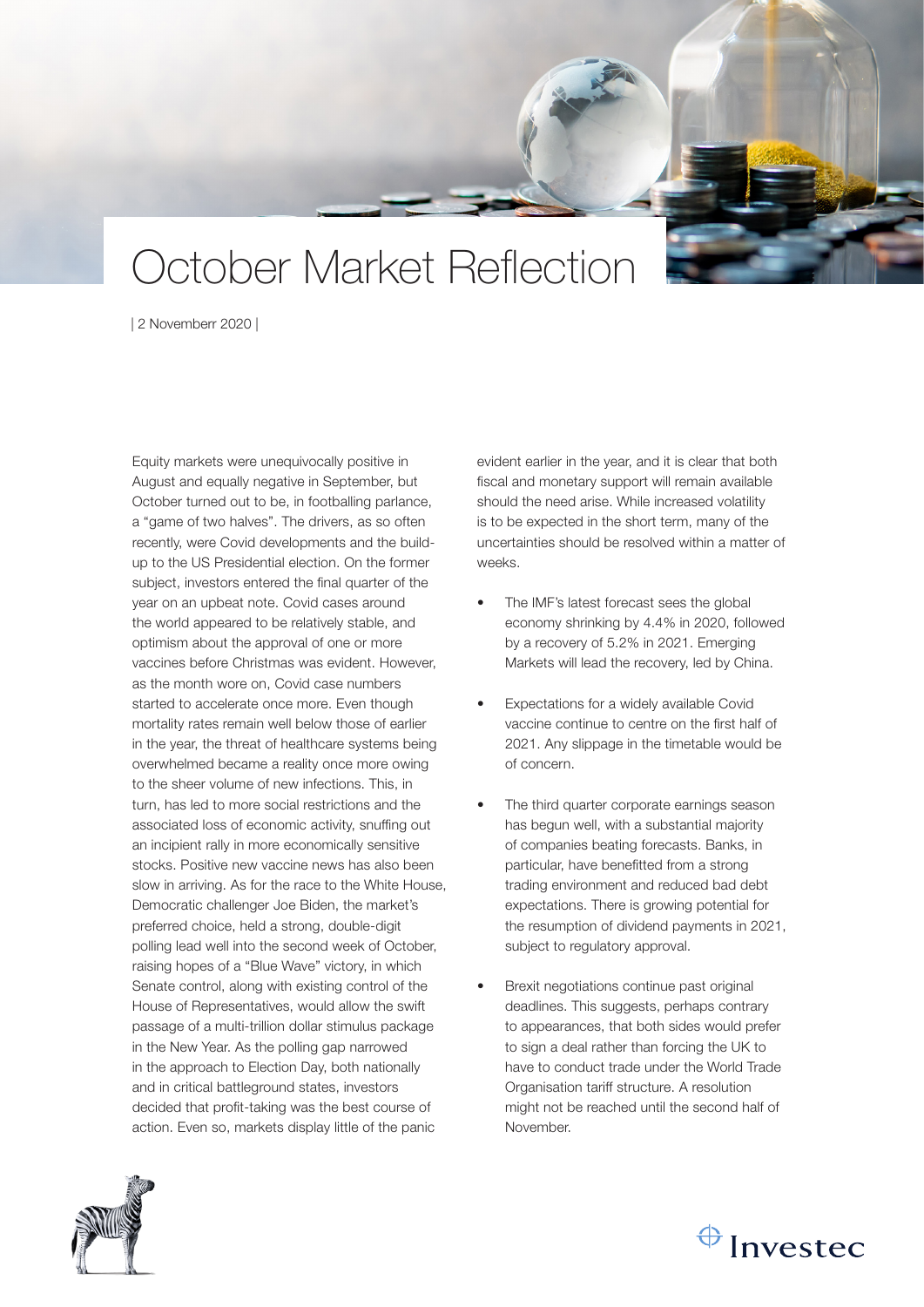# October Market Reflection

| 2 Novemberr 2020 |

Equity markets were unequivocally positive in August and equally negative in September, but October turned out to be, in footballing parlance, a "game of two halves". The drivers, as so often recently, were Covid developments and the build-up to the US Presidential election. On the former subject, investors entered the final quarter of the year on an upbeat note. Covid cases around the world appeared to be relatively stable, and optimism about the approval of one or more vaccines before Christmas was evident. However, as the month wore on, Covid case numbers started to accelerate once more. Even though mortality rates remain well below those of earlier in the year, the threat of healthcare systems being overwhelmed became a reality once more owing to the sheer volume of new infections. This, in turn, has led to more social restrictions and the associated loss of economic activity, snuffing out an incipient rally in more economically sensitive stocks. Positive new vaccine news has also been slow in arriving. As for the race to the White House, Democratic challenger Joe Biden, the market's preferred choice, held a strong, double-digit polling lead well into the second week of October, raising hopes of a "Blue Wave" victory, in which Senate control, along with existing control of the House of Representatives, would allow the swift passage of a multi-trillion dollar stimulus package in the New Year. As the polling gap narrowed in the approach to Election Day, both nationally and in critical battleground states, investors decided that profit-taking was the best course of action. Even so, markets display little of the panic evident earlier in the year, and it is clear that both fiscal and monetary support will remain available should the need arise. While increased volatility is to be expected in the short term, many of the uncertainties should be resolved within a matter of weeks.

- The IMF's latest forecast sees the global economy shrinking by 4.4% in 2020, followed by a recovery of 5.2% in 2021. Emerging Markets will lead the recovery, led by China.
- Expectations for a widely available Covid vaccine continue to centre on the first half of 2021. Any slippage in the timetable would be of concern.
- The third quarter corporate earnings season has begun well, with a substantial majority of companies beating forecasts. Banks, in particular, have benefitted from a strong trading environment and reduced bad debt expectations. There is growing potential for the resumption of dividend payments in 2021, subject to regulatory approval.
- Brexit negotiations continue past original deadlines. This suggests, perhaps contrary to appearances, that both sides would prefer to sign a deal rather than forcing the UK to have to conduct trade under the World Trade Organisation tariff structure. A resolution might not be reached until the second half of November.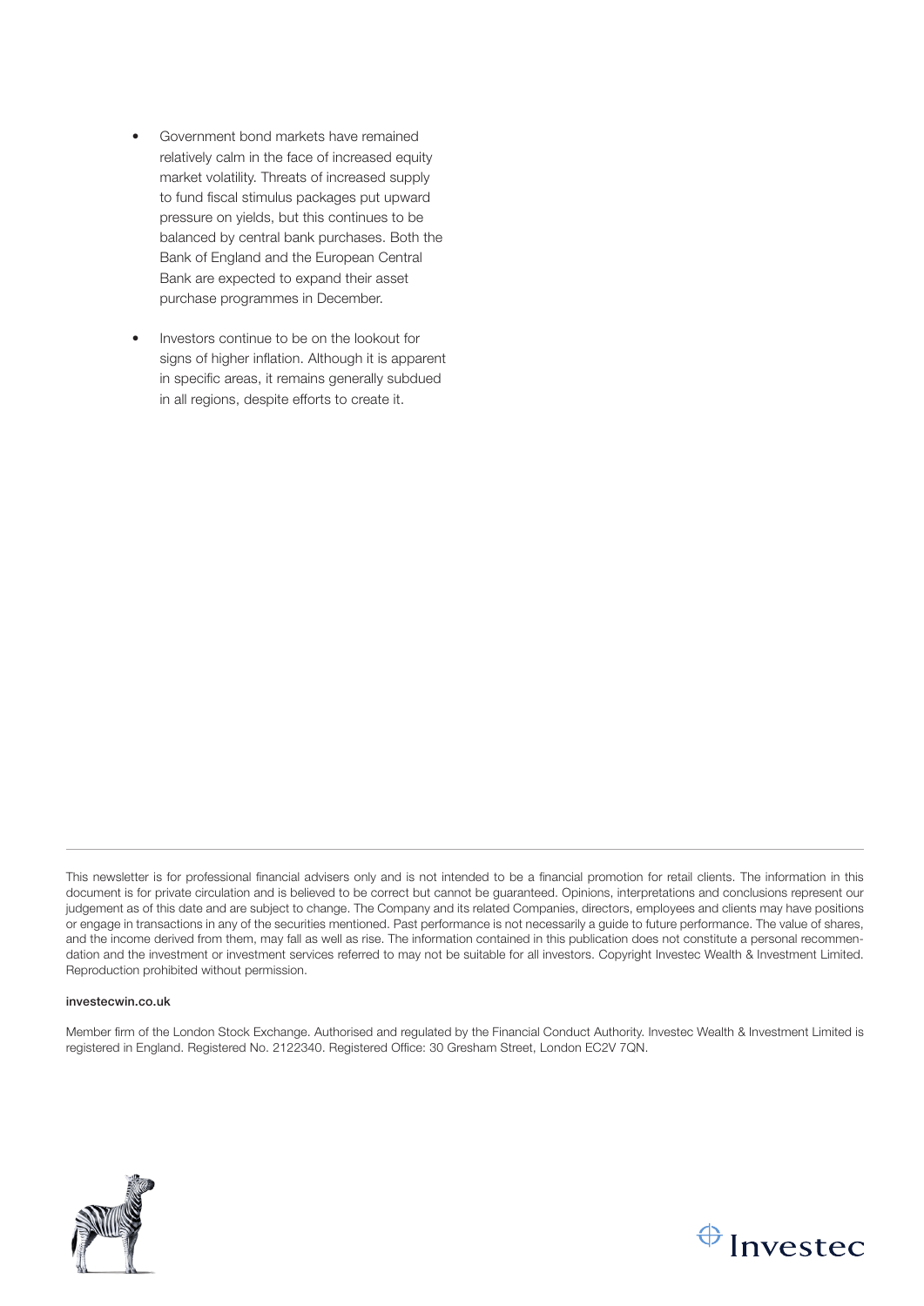- Government bond markets have remained relatively calm in the face of increased equity market volatility. Threats of increased supply to fund fiscal stimulus packages put upward pressure on yields, but this continues to be balanced by central bank purchases. Both the Bank of England and the European Central Bank are expected to expand their asset purchase programmes in December.

- Investors continue to be on the lookout for signs of higher inflation. Although it is apparent in specific areas, it remains generally subdued in all regions, despite efforts to create it.

---

This newsletter is for professional financial advisers only and is not intended to be a financial promotion for retail clients. The information in this document is for private circulation and is believed to be correct but cannot be guaranteed. Opinions, interpretations and conclusions represent our judgement as of this date and are subject to change. The Company and its related Companies, directors, employees and clients may have positions or engage in transactions in any of the securities mentioned. Past performance is not necessarily a guide to future performance. The value of shares, and the income derived from them, may fall as well as rise. The information contained in this publication does not constitute a personal recommendation and the investment or investment services referred to may not be suitable for all investors. Copyright Investec Wealth & Investment Limited. Reproduction prohibited without permission.

investecwin.co.uk

Member firm of the London Stock Exchange. Authorised and regulated by the Financial Conduct Authority. Investec Wealth & Investment Limited is registered in England. Registered No. 2122340. Registered Office: 30 Gresham Street, London EC2V 7QN.

Investec